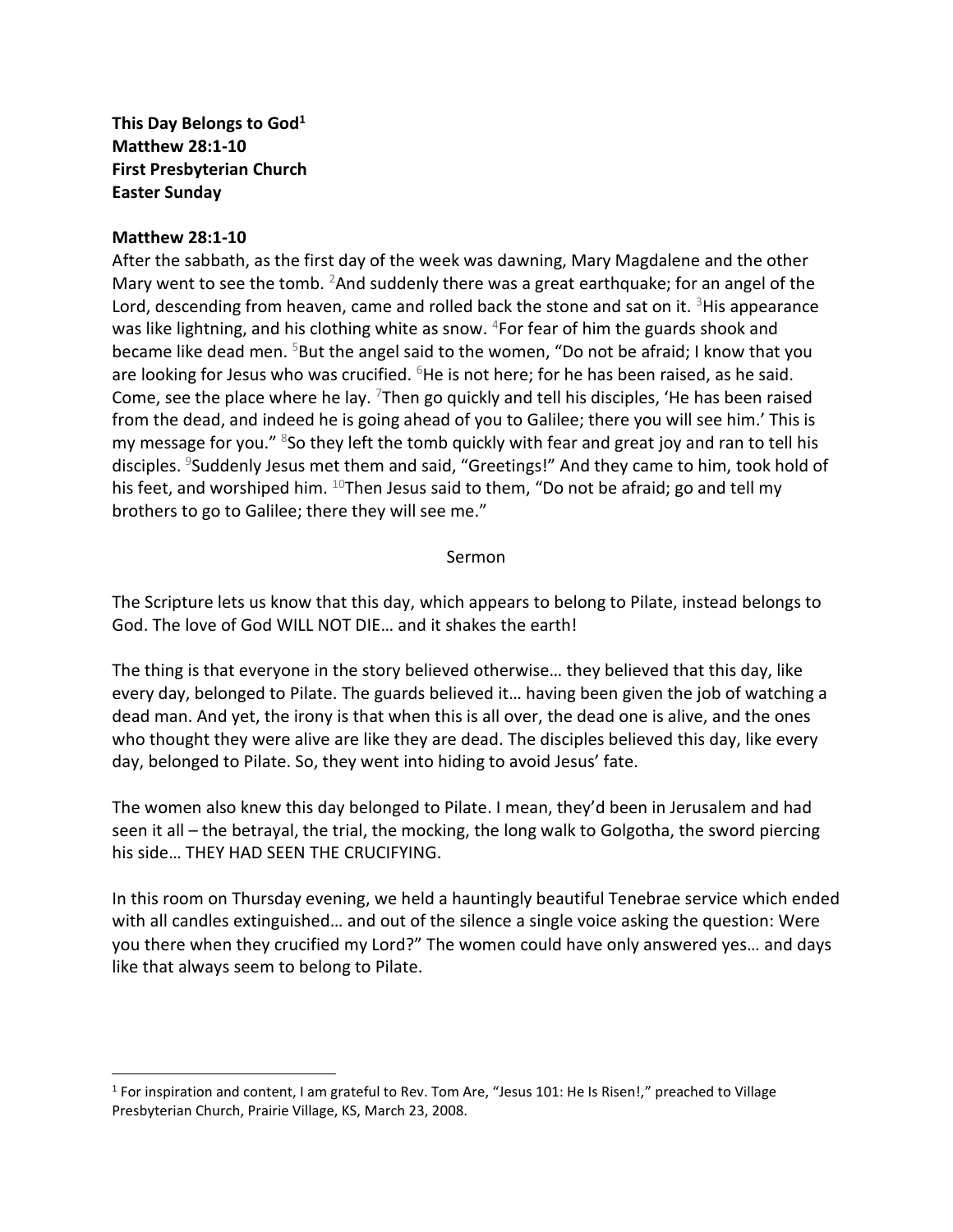**This Day Belongs to God[1]**
**Matthew 28:1-10**
**First Presbyterian Church**
**Easter Sunday**

**Matthew 28:1-10**

After the sabbath, as the first day of the week was dawning, Mary Magdalene and the other Mary went to see the tomb. [2]And suddenly there was a great earthquake; for an angel of the Lord, descending from heaven, came and rolled back the stone and sat on it. [3]His appearance was like lightning, and his clothing white as snow. [4]For fear of him the guards shook and became like dead men. [5]But the angel said to the women, "Do not be afraid; I know that you are looking for Jesus who was crucified. [6]He is not here; for he has been raised, as he said. Come, see the place where he lay. [7]Then go quickly and tell his disciples, 'He has been raised from the dead, and indeed he is going ahead of you to Galilee; there you will see him.' This is my message for you." [8]So they left the tomb quickly with fear and great joy and ran to tell his disciples. [9]Suddenly Jesus met them and said, "Greetings!" And they came to him, took hold of his feet, and worshiped him. [10]Then Jesus said to them, "Do not be afraid; go and tell my brothers to go to Galilee; there they will see me."

Sermon

The Scripture lets us know that this day, which appears to belong to Pilate, instead belongs to God. The love of God WILL NOT DIE… and it shakes the earth!

The thing is that everyone in the story believed otherwise… they believed that this day, like every day, belonged to Pilate. The guards believed it… having been given the job of watching a dead man. And yet, the irony is that when this is all over, the dead one is alive, and the ones who thought they were alive are like they are dead. The disciples believed this day, like every day, belonged to Pilate. So, they went into hiding to avoid Jesus' fate.

The women also knew this day belonged to Pilate. I mean, they'd been in Jerusalem and had seen it all – the betrayal, the trial, the mocking, the long walk to Golgotha, the sword piercing his side… THEY HAD SEEN THE CRUCIFYING.

In this room on Thursday evening, we held a hauntingly beautiful Tenebrae service which ended with all candles extinguished… and out of the silence a single voice asking the question: Were you there when they crucified my Lord?" The women could have only answered yes… and days like that always seem to belong to Pilate.

[1] For inspiration and content, I am grateful to Rev. Tom Are, "Jesus 101: He Is Risen!," preached to Village Presbyterian Church, Prairie Village, KS, March 23, 2008.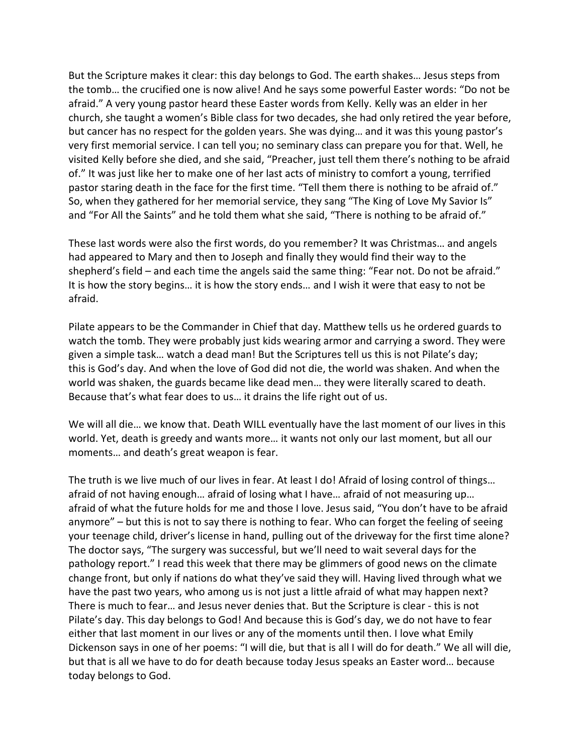But the Scripture makes it clear: this day belongs to God. The earth shakes… Jesus steps from the tomb… the crucified one is now alive! And he says some powerful Easter words: "Do not be afraid." A very young pastor heard these Easter words from Kelly. Kelly was an elder in her church, she taught a women's Bible class for two decades, she had only retired the year before, but cancer has no respect for the golden years. She was dying… and it was this young pastor's very first memorial service. I can tell you; no seminary class can prepare you for that. Well, he visited Kelly before she died, and she said, "Preacher, just tell them there's nothing to be afraid of." It was just like her to make one of her last acts of ministry to comfort a young, terrified pastor staring death in the face for the first time. "Tell them there is nothing to be afraid of." So, when they gathered for her memorial service, they sang "The King of Love My Savior Is" and "For All the Saints" and he told them what she said, "There is nothing to be afraid of."

These last words were also the first words, do you remember? It was Christmas… and angels had appeared to Mary and then to Joseph and finally they would find their way to the shepherd's field – and each time the angels said the same thing: "Fear not. Do not be afraid." It is how the story begins… it is how the story ends… and I wish it were that easy to not be afraid.

Pilate appears to be the Commander in Chief that day. Matthew tells us he ordered guards to watch the tomb. They were probably just kids wearing armor and carrying a sword. They were given a simple task… watch a dead man! But the Scriptures tell us this is not Pilate's day; this is God's day. And when the love of God did not die, the world was shaken. And when the world was shaken, the guards became like dead men… they were literally scared to death. Because that's what fear does to us… it drains the life right out of us.

We will all die… we know that. Death WILL eventually have the last moment of our lives in this world. Yet, death is greedy and wants more… it wants not only our last moment, but all our moments… and death's great weapon is fear.

The truth is we live much of our lives in fear. At least I do! Afraid of losing control of things… afraid of not having enough… afraid of losing what I have… afraid of not measuring up… afraid of what the future holds for me and those I love. Jesus said, "You don't have to be afraid anymore" – but this is not to say there is nothing to fear. Who can forget the feeling of seeing your teenage child, driver's license in hand, pulling out of the driveway for the first time alone? The doctor says, "The surgery was successful, but we'll need to wait several days for the pathology report." I read this week that there may be glimmers of good news on the climate change front, but only if nations do what they've said they will. Having lived through what we have the past two years, who among us is not just a little afraid of what may happen next? There is much to fear… and Jesus never denies that. But the Scripture is clear - this is not Pilate's day. This day belongs to God! And because this is God's day, we do not have to fear either that last moment in our lives or any of the moments until then. I love what Emily Dickenson says in one of her poems: "I will die, but that is all I will do for death." We all will die, but that is all we have to do for death because today Jesus speaks an Easter word… because today belongs to God.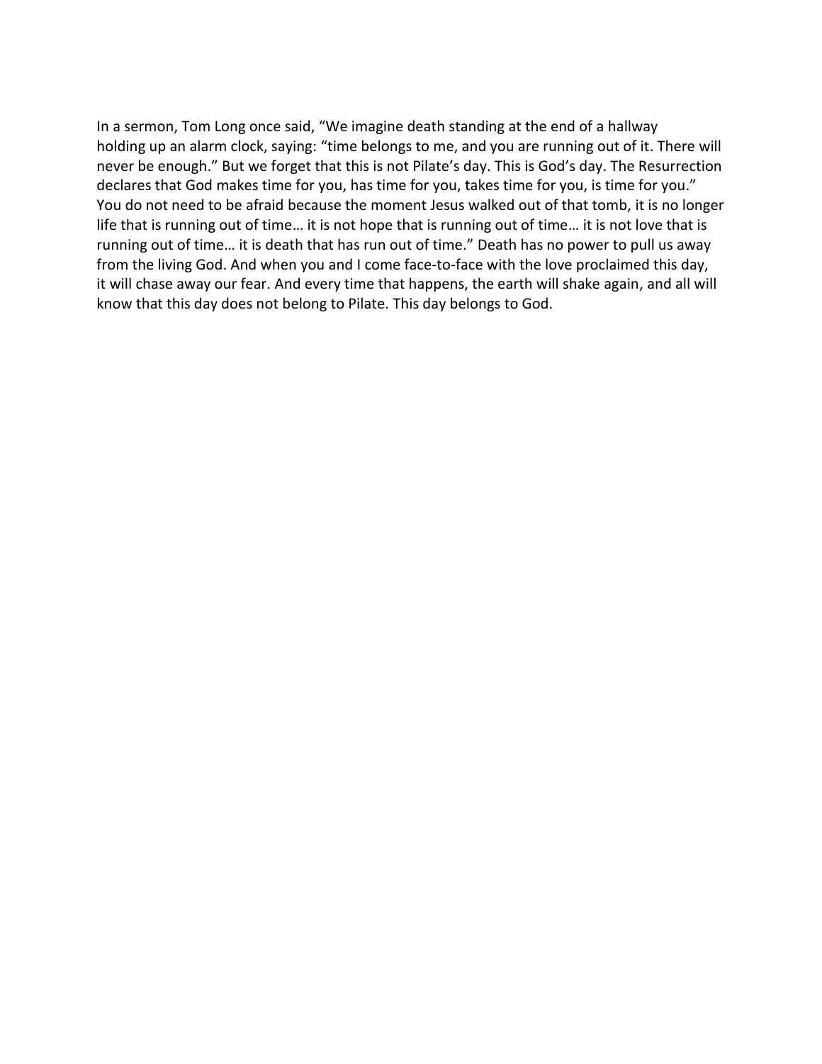In a sermon, Tom Long once said, “We imagine death standing at the end of a hallway holding up an alarm clock, saying: “time belongs to me, and you are running out of it. There will never be enough.” But we forget that this is not Pilate’s day. This is God’s day. The Resurrection declares that God makes time for you, has time for you, takes time for you, is time for you.” You do not need to be afraid because the moment Jesus walked out of that tomb, it is no longer life that is running out of time… it is not hope that is running out of time… it is not love that is running out of time… it is death that has run out of time.” Death has no power to pull us away from the living God. And when you and I come face-to-face with the love proclaimed this day, it will chase away our fear. And every time that happens, the earth will shake again, and all will know that this day does not belong to Pilate. This day belongs to God.